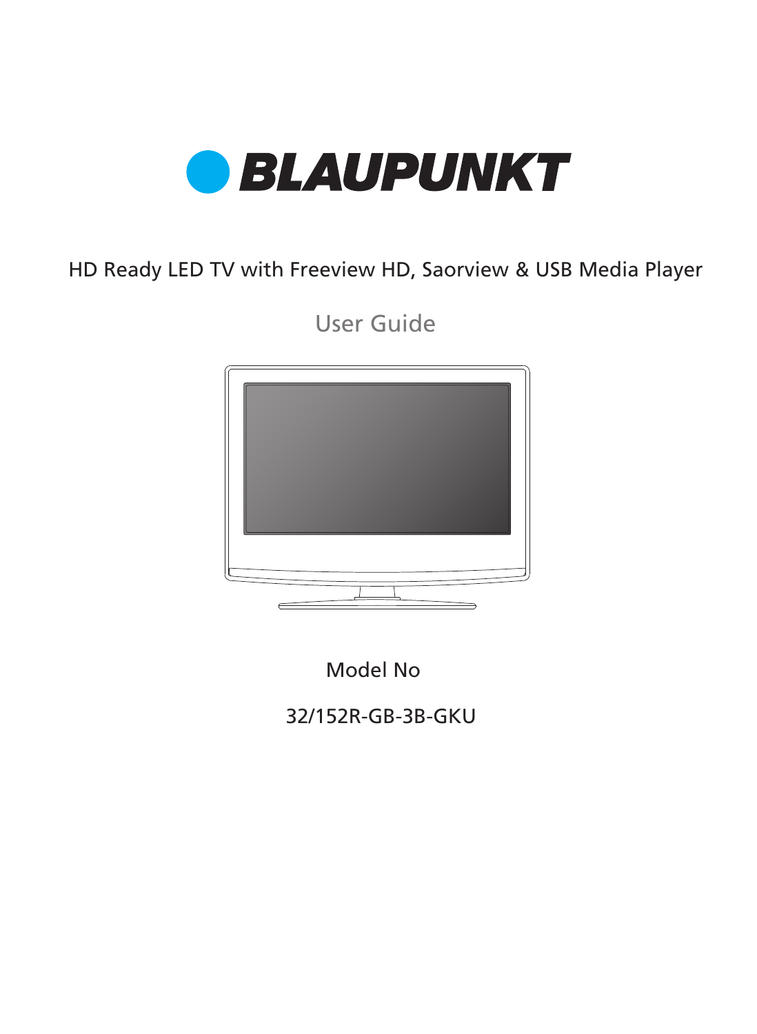# BLAUPUNKT

HD Ready LED TV with Freeview HD, Saorview & USB Media Player

## User Guide

Model No

32/152R-GB-3B-GKU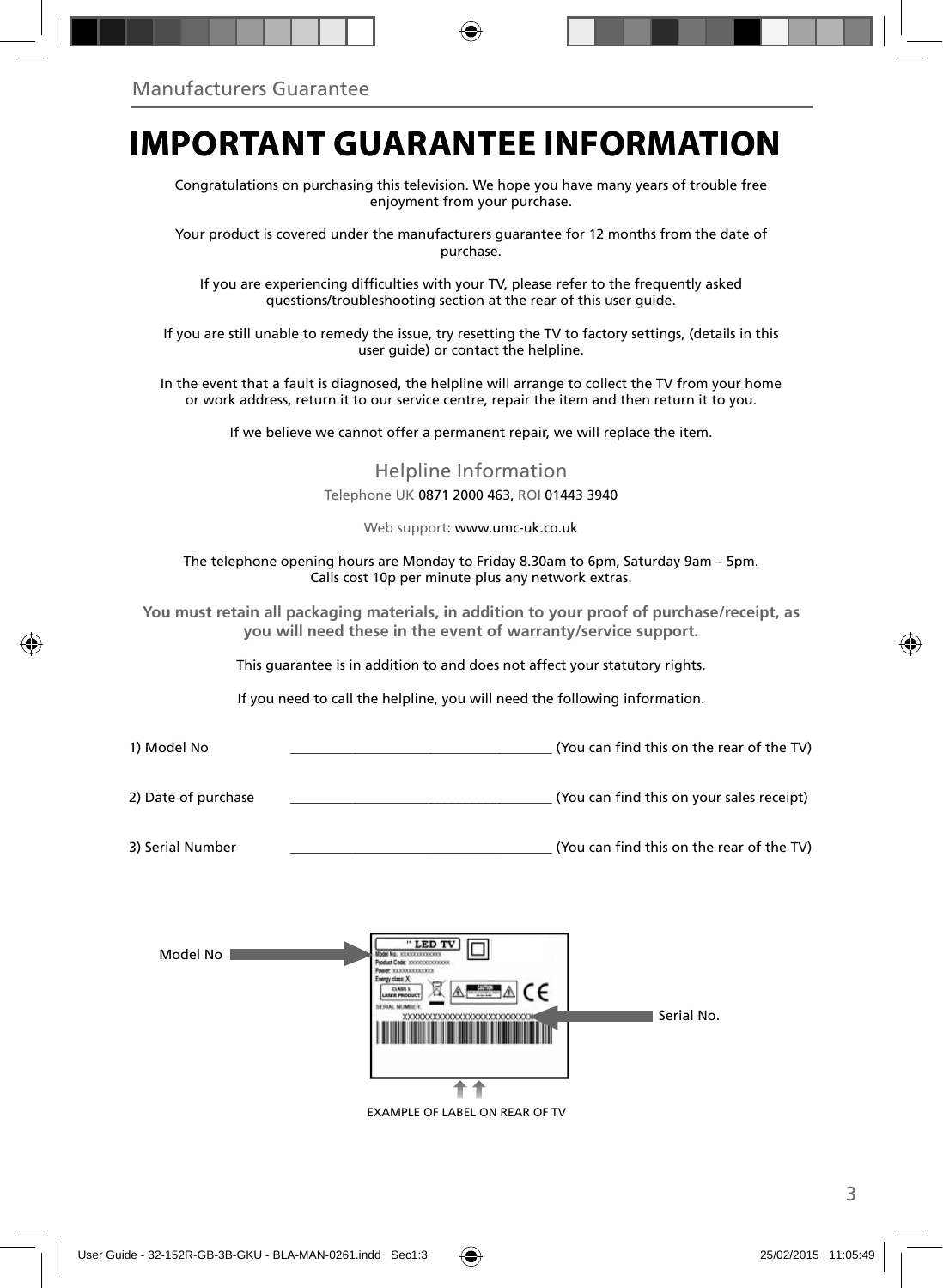Manufacturers Guarantee

# IMPORTANT GUARANTEE INFORMATION

Congratulations on purchasing this television. We hope you have many years of trouble free enjoyment from your purchase.

Your product is covered under the manufacturers guarantee for 12 months from the date of purchase.

If you are experiencing difficulties with your TV, please refer to the frequently asked questions/troubleshooting section at the rear of this user guide.

If you are still unable to remedy the issue, try resetting the TV to factory settings, (details in this user guide) or contact the helpline.

In the event that a fault is diagnosed, the helpline will arrange to collect the TV from your home or work address, return it to our service centre, repair the item and then return it to you.

If we believe we cannot offer a permanent repair, we will replace the item.

## Helpline Information

Telephone UK 0871 2000 463, ROI 01443 3940

Web support: www.umc-uk.co.uk

The telephone opening hours are Monday to Friday 8.30am to 6pm, Saturday 9am – 5pm.
Calls cost 10p per minute plus any network extras.

**You must retain all packaging materials, in addition to your proof of purchase/receipt, as you will need these in the event of warranty/service support.**

This guarantee is in addition to and does not affect your statutory rights.

If you need to call the helpline, you will need the following information.

1) Model No \_\_\_\_\_\_\_\_\_\_\_\_\_\_\_\_\_\_\_\_\_\_\_\_\_\_\_\_\_\_\_\_\_\_\_\_ (You can find this on the rear of the TV)

2) Date of purchase \_\_\_\_\_\_\_\_\_\_\_\_\_\_\_\_\_\_\_\_\_\_\_\_\_\_\_\_\_\_\_\_\_\_\_\_ (You can find this on your sales receipt)

3) Serial Number \_\_\_\_\_\_\_\_\_\_\_\_\_\_\_\_\_\_\_\_\_\_\_\_\_\_\_\_\_\_\_\_\_\_\_\_ (You can find this on the rear of the TV)

Model No

Serial No.

EXAMPLE OF LABEL ON REAR OF TV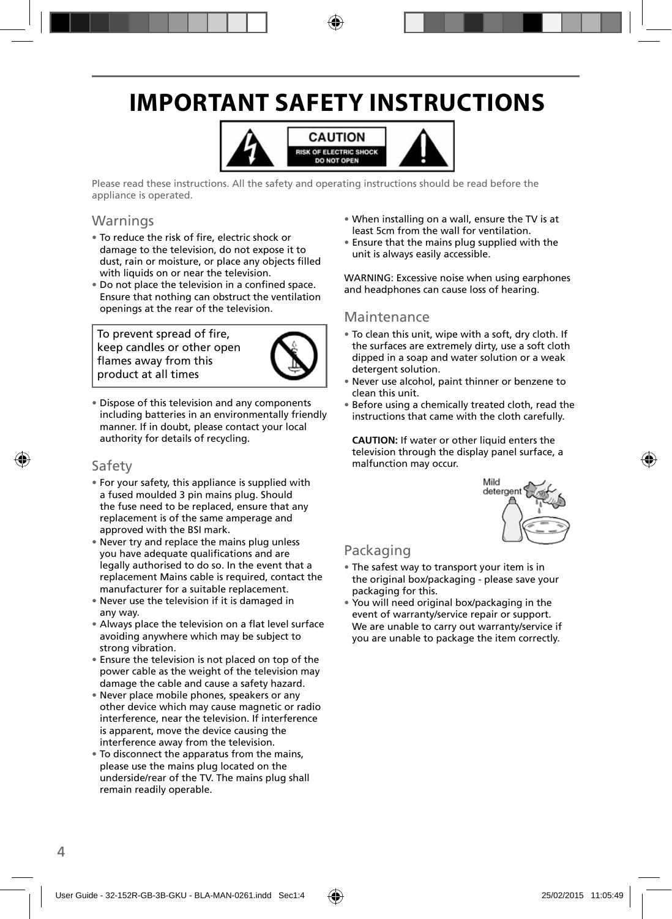# IMPORTANT SAFETY INSTRUCTIONS

CAUTION
RISK OF ELECTRIC SHOCK
DO NOT OPEN

Please read these instructions. All the safety and operating instructions should be read before the appliance is operated.

## Warnings

- To reduce the risk of fire, electric shock or damage to the television, do not expose it to dust, rain or moisture, or place any objects filled with liquids on or near the television.
- Do not place the television in a confined space. Ensure that nothing can obstruct the ventilation openings at the rear of the television.

To prevent spread of fire, keep candles or other open flames away from this product at all times

- Dispose of this television and any components including batteries in an environmentally friendly manner. If in doubt, please contact your local authority for details of recycling.

## Safety

- For your safety, this appliance is supplied with a fused moulded 3 pin mains plug. Should the fuse need to be replaced, ensure that any replacement is of the same amperage and approved with the BSI mark.
- Never try and replace the mains plug unless you have adequate qualifications and are legally authorised to do so. In the event that a replacement Mains cable is required, contact the manufacturer for a suitable replacement.
- Never use the television if it is damaged in any way.
- Always place the television on a flat level surface avoiding anywhere which may be subject to strong vibration.
- Ensure the television is not placed on top of the power cable as the weight of the television may damage the cable and cause a safety hazard.
- Never place mobile phones, speakers or any other device which may cause magnetic or radio interference, near the television. If interference is apparent, move the device causing the interference away from the television.
- To disconnect the apparatus from the mains, please use the mains plug located on the underside/rear of the TV. The mains plug shall remain readily operable.
- When installing on a wall, ensure the TV is at least 5cm from the wall for ventilation.
- Ensure that the mains plug supplied with the unit is always easily accessible.

WARNING: Excessive noise when using earphones and headphones can cause loss of hearing.

## Maintenance

- To clean this unit, wipe with a soft, dry cloth. If the surfaces are extremely dirty, use a soft cloth dipped in a soap and water solution or a weak detergent solution.
- Never use alcohol, paint thinner or benzene to clean this unit.
- Before using a chemically treated cloth, read the instructions that came with the cloth carefully.

**CAUTION:** If water or other liquid enters the television through the display panel surface, a malfunction may occur.

Mild detergent

## Packaging

- The safest way to transport your item is in the original box/packaging - please save your packaging for this.
- You will need original box/packaging in the event of warranty/service repair or support. We are unable to carry out warranty/service if you are unable to package the item correctly.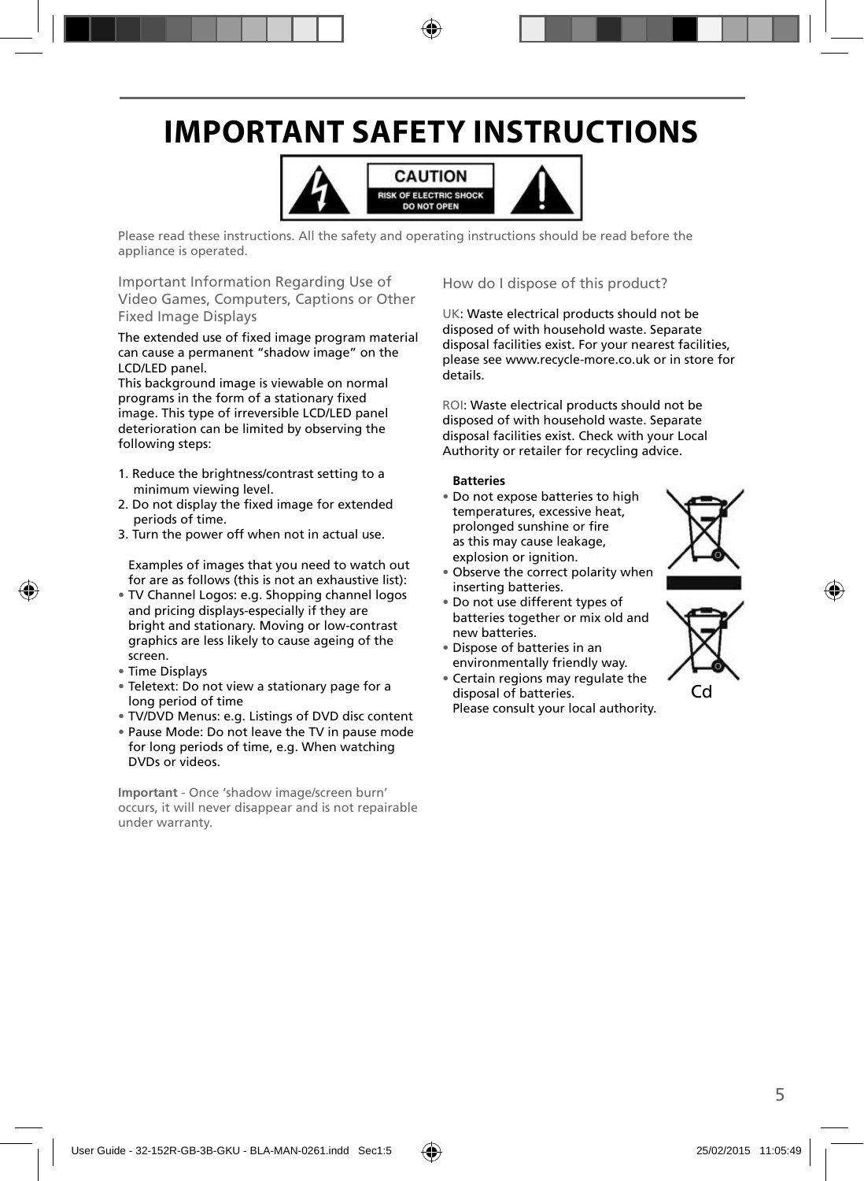# IMPORTANT SAFETY INSTRUCTIONS

CAUTION
RISK OF ELECTRIC SHOCK
DO NOT OPEN

Please read these instructions. All the safety and operating instructions should be read before the appliance is operated.

## Important Information Regarding Use of Video Games, Computers, Captions or Other Fixed Image Displays

The extended use of fixed image program material can cause a permanent "shadow image" on the LCD/LED panel.
This background image is viewable on normal programs in the form of a stationary fixed image. This type of irreversible LCD/LED panel deterioration can be limited by observing the following steps:

1. Reduce the brightness/contrast setting to a minimum viewing level.
2. Do not display the fixed image for extended periods of time.
3. Turn the power off when not in actual use.

Examples of images that you need to watch out for are as follows (this is not an exhaustive list):

- TV Channel Logos: e.g. Shopping channel logos and pricing displays-especially if they are bright and stationary. Moving or low-contrast graphics are less likely to cause ageing of the screen.
- Time Displays
- Teletext: Do not view a stationary page for a long period of time
- TV/DVD Menus: e.g. Listings of DVD disc content
- Pause Mode: Do not leave the TV in pause mode for long periods of time, e.g. When watching DVDs or videos.

**Important** - Once 'shadow image/screen burn' occurs, it will never disappear and is not repairable under warranty.

## How do I dispose of this product?

UK: Waste electrical products should not be disposed of with household waste. Separate disposal facilities exist. For your nearest facilities, please see www.recycle-more.co.uk or in store for details.

ROI: Waste electrical products should not be disposed of with household waste. Separate disposal facilities exist. Check with your Local Authority or retailer for recycling advice.

**Batteries**

- Do not expose batteries to high temperatures, excessive heat, prolonged sunshine or fire as this may cause leakage, explosion or ignition.
- Observe the correct polarity when inserting batteries.
- Do not use different types of batteries together or mix old and new batteries.
- Dispose of batteries in an environmentally friendly way.
- Certain regions may regulate the disposal of batteries. Please consult your local authority.

Cd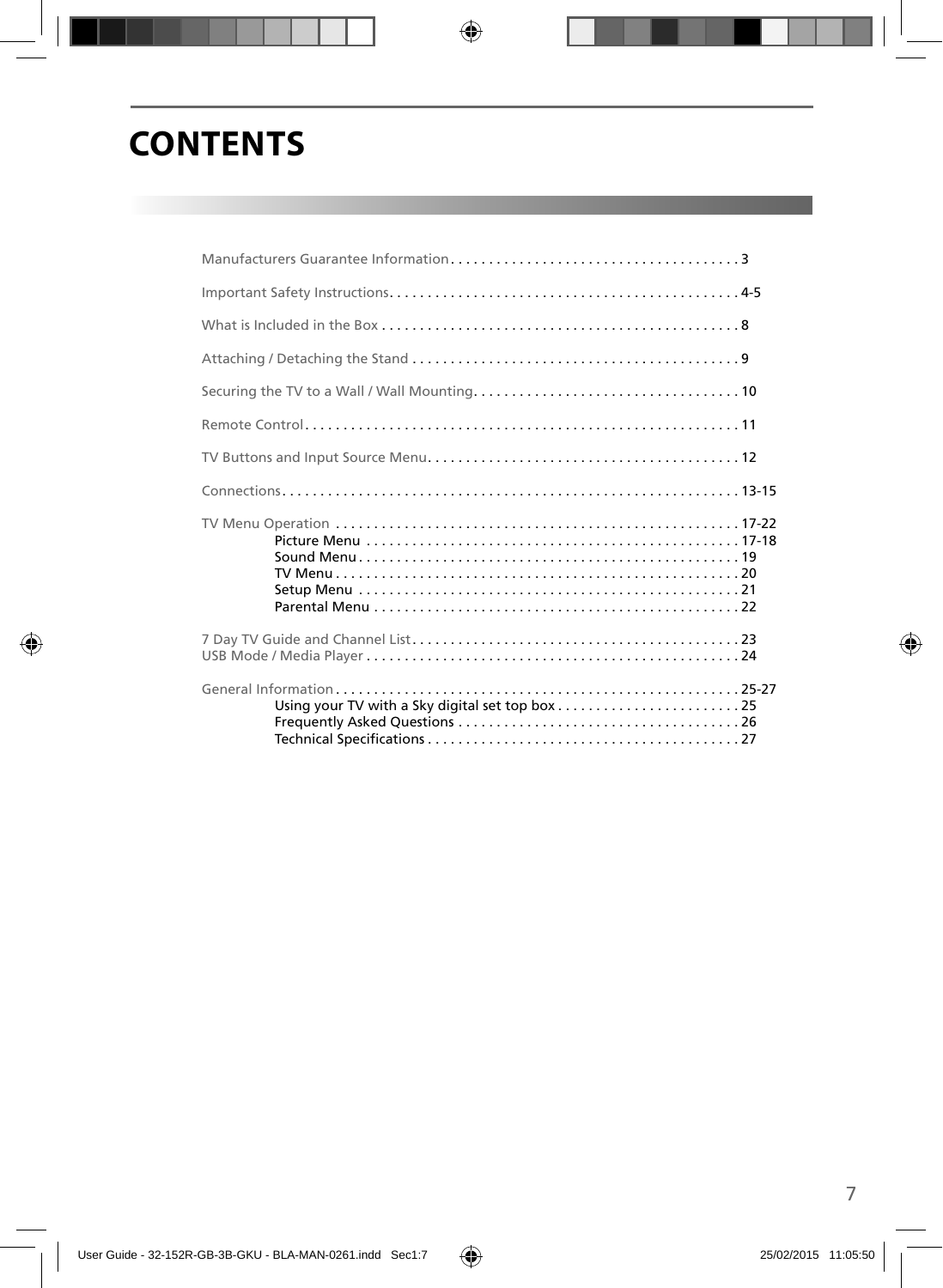# CONTENTS

Manufacturers Guarantee Information . . . . . . . . . . . . . . . . . . . . . . . . . . . . . . . . . . . . . . 3

Important Safety Instructions. . . . . . . . . . . . . . . . . . . . . . . . . . . . . . . . . . . . . . . . . . . . . 4-5

What is Included in the Box . . . . . . . . . . . . . . . . . . . . . . . . . . . . . . . . . . . . . . . . . . . . . . 8

Attaching / Detaching the Stand . . . . . . . . . . . . . . . . . . . . . . . . . . . . . . . . . . . . . . . . . . . 9

Securing the TV to a Wall / Wall Mounting. . . . . . . . . . . . . . . . . . . . . . . . . . . . . . . . . . . 10

Remote Control. . . . . . . . . . . . . . . . . . . . . . . . . . . . . . . . . . . . . . . . . . . . . . . . . . . . . . . . . 11

TV Buttons and Input Source Menu. . . . . . . . . . . . . . . . . . . . . . . . . . . . . . . . . . . . . . . . . 12

Connections. . . . . . . . . . . . . . . . . . . . . . . . . . . . . . . . . . . . . . . . . . . . . . . . . . . . . . . . . . . . 13-15

TV Menu Operation . . . . . . . . . . . . . . . . . . . . . . . . . . . . . . . . . . . . . . . . . . . . . . . . . . . . 17-22
- Picture Menu . . . . . . . . . . . . . . . . . . . . . . . . . . . . . . . . . . . . . . . . . . . . . . . . 17-18
- Sound Menu . . . . . . . . . . . . . . . . . . . . . . . . . . . . . . . . . . . . . . . . . . . . . . . . . 19
- TV Menu . . . . . . . . . . . . . . . . . . . . . . . . . . . . . . . . . . . . . . . . . . . . . . . . . . . . 20
- Setup Menu . . . . . . . . . . . . . . . . . . . . . . . . . . . . . . . . . . . . . . . . . . . . . . . . . . 21
- Parental Menu . . . . . . . . . . . . . . . . . . . . . . . . . . . . . . . . . . . . . . . . . . . . . . . . 22

7 Day TV Guide and Channel List. . . . . . . . . . . . . . . . . . . . . . . . . . . . . . . . . . . . . . . . . . . 23
USB Mode / Media Player . . . . . . . . . . . . . . . . . . . . . . . . . . . . . . . . . . . . . . . . . . . . . . . . . 24

General Information . . . . . . . . . . . . . . . . . . . . . . . . . . . . . . . . . . . . . . . . . . . . . . . . . . . . . 25-27
- Using your TV with a Sky digital set top box . . . . . . . . . . . . . . . . . . . . . . . . 25
- Frequently Asked Questions . . . . . . . . . . . . . . . . . . . . . . . . . . . . . . . . . . . . . 26
- Technical Specifications . . . . . . . . . . . . . . . . . . . . . . . . . . . . . . . . . . . . . . . . . 27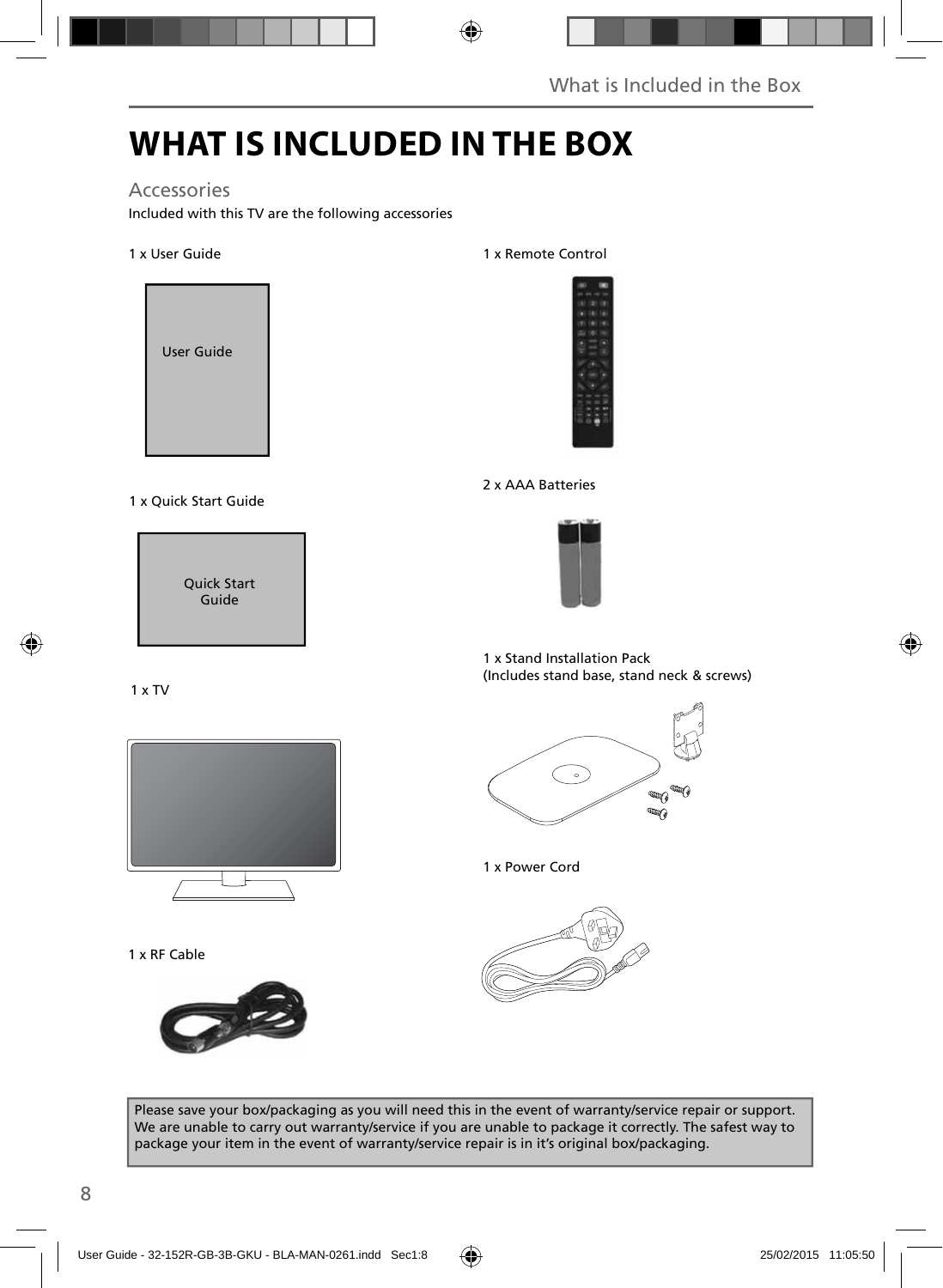# WHAT IS INCLUDED IN THE BOX

## Accessories

Included with this TV are the following accessories

1 x User Guide

User Guide

1 x Quick Start Guide

Quick Start Guide

1 x TV

1 x RF Cable

1 x Remote Control

2 x AAA Batteries

1 x Stand Installation Pack
(Includes stand base, stand neck & screws)

1 x Power Cord

Please save your box/packaging as you will need this in the event of warranty/service repair or support. We are unable to carry out warranty/service if you are unable to package it correctly. The safest way to package your item in the event of warranty/service repair is in it's original box/packaging.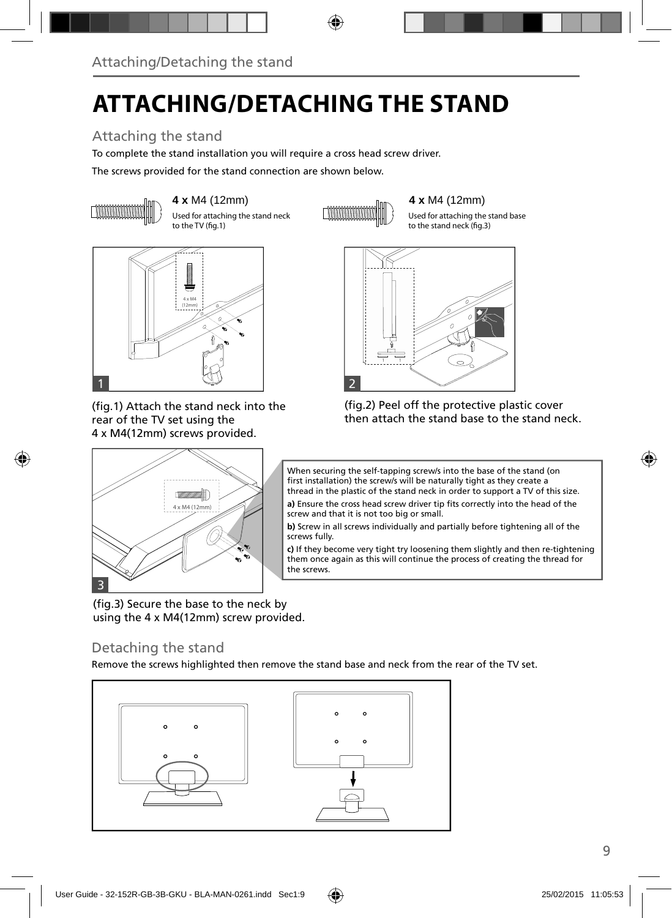# ATTACHING/DETACHING THE STAND

## Attaching the stand

To complete the stand installation you will require a cross head screw driver.

The screws provided for the stand connection are shown below.

**4 x** M4 (12mm)

Used for attaching the stand neck to the TV (fig.1)

**4 x** M4 (12mm)

Used for attaching the stand base to the stand neck (fig.3)

(fig.1) Attach the stand neck into the rear of the TV set using the 4 x M4(12mm) screws provided.

(fig.2) Peel off the protective plastic cover then attach the stand base to the stand neck.

When securing the self-tapping screw/s into the base of the stand (on first installation) the screw/s will be naturally tight as they create a thread in the plastic of the stand neck in order to support a TV of this size.

**a)** Ensure the cross head screw driver tip fits correctly into the head of the screw and that it is not too big or small.

**b)** Screw in all screws individually and partially before tightening all of the screws fully.

**c)** If they become very tight try loosening them slightly and then re-tightening them once again as this will continue the process of creating the thread for the screws.

(fig.3) Secure the base to the neck by using the 4 x M4(12mm) screw provided.

## Detaching the stand

Remove the screws highlighted then remove the stand base and neck from the rear of the TV set.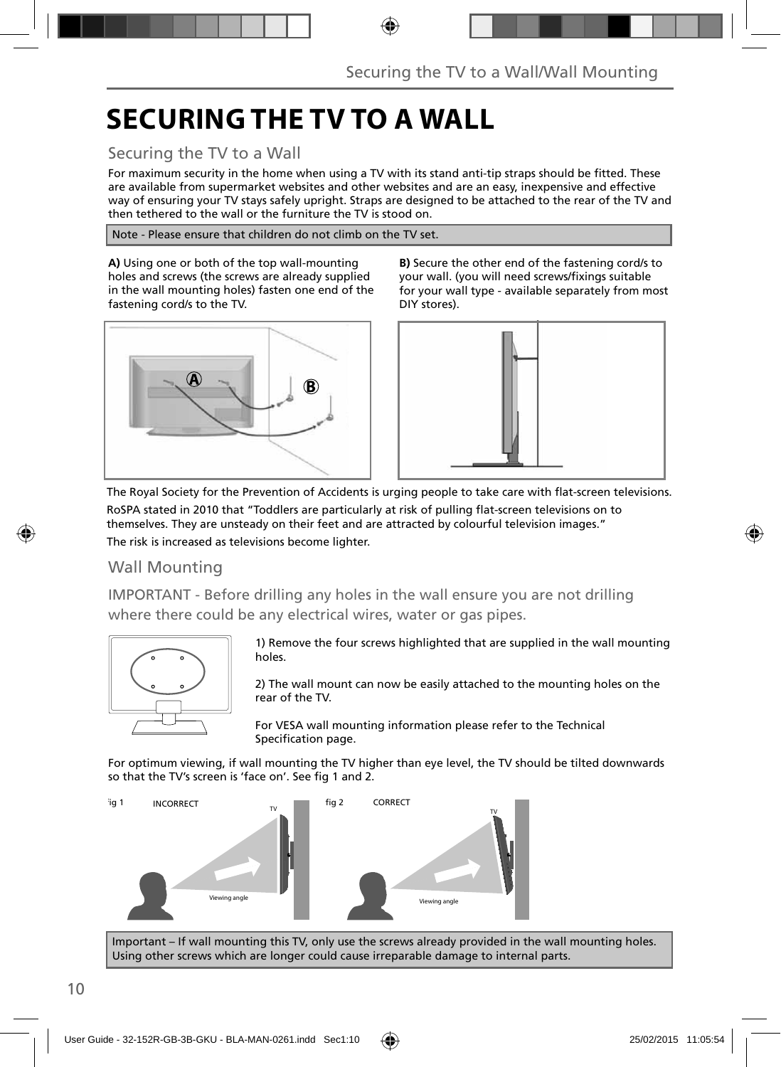# SECURING THE TV TO A WALL

## Securing the TV to a Wall

For maximum security in the home when using a TV with its stand anti-tip straps should be fitted. These are available from supermarket websites and other websites and are an easy, inexpensive and effective way of ensuring your TV stays safely upright. Straps are designed to be attached to the rear of the TV and then tethered to the wall or the furniture the TV is stood on.

Note - Please ensure that children do not climb on the TV set.

**A)** Using one or both of the top wall-mounting holes and screws (the screws are already supplied in the wall mounting holes) fasten one end of the fastening cord/s to the TV.

**B)** Secure the other end of the fastening cord/s to your wall. (you will need screws/fixings suitable for your wall type - available separately from most DIY stores).

The Royal Society for the Prevention of Accidents is urging people to take care with flat-screen televisions.

RoSPA stated in 2010 that "Toddlers are particularly at risk of pulling flat-screen televisions on to themselves. They are unsteady on their feet and are attracted by colourful television images."

The risk is increased as televisions become lighter.

## Wall Mounting

IMPORTANT - Before drilling any holes in the wall ensure you are not drilling where there could be any electrical wires, water or gas pipes.

1) Remove the four screws highlighted that are supplied in the wall mounting holes.

2) The wall mount can now be easily attached to the mounting holes on the rear of the TV.

For VESA wall mounting information please refer to the Technical Specification page.

For optimum viewing, if wall mounting the TV higher than eye level, the TV should be tilted downwards so that the TV's screen is 'face on'. See fig 1 and 2.

fig 1 INCORRECT

fig 2 CORRECT

Important – If wall mounting this TV, only use the screws already provided in the wall mounting holes. Using other screws which are longer could cause irreparable damage to internal parts.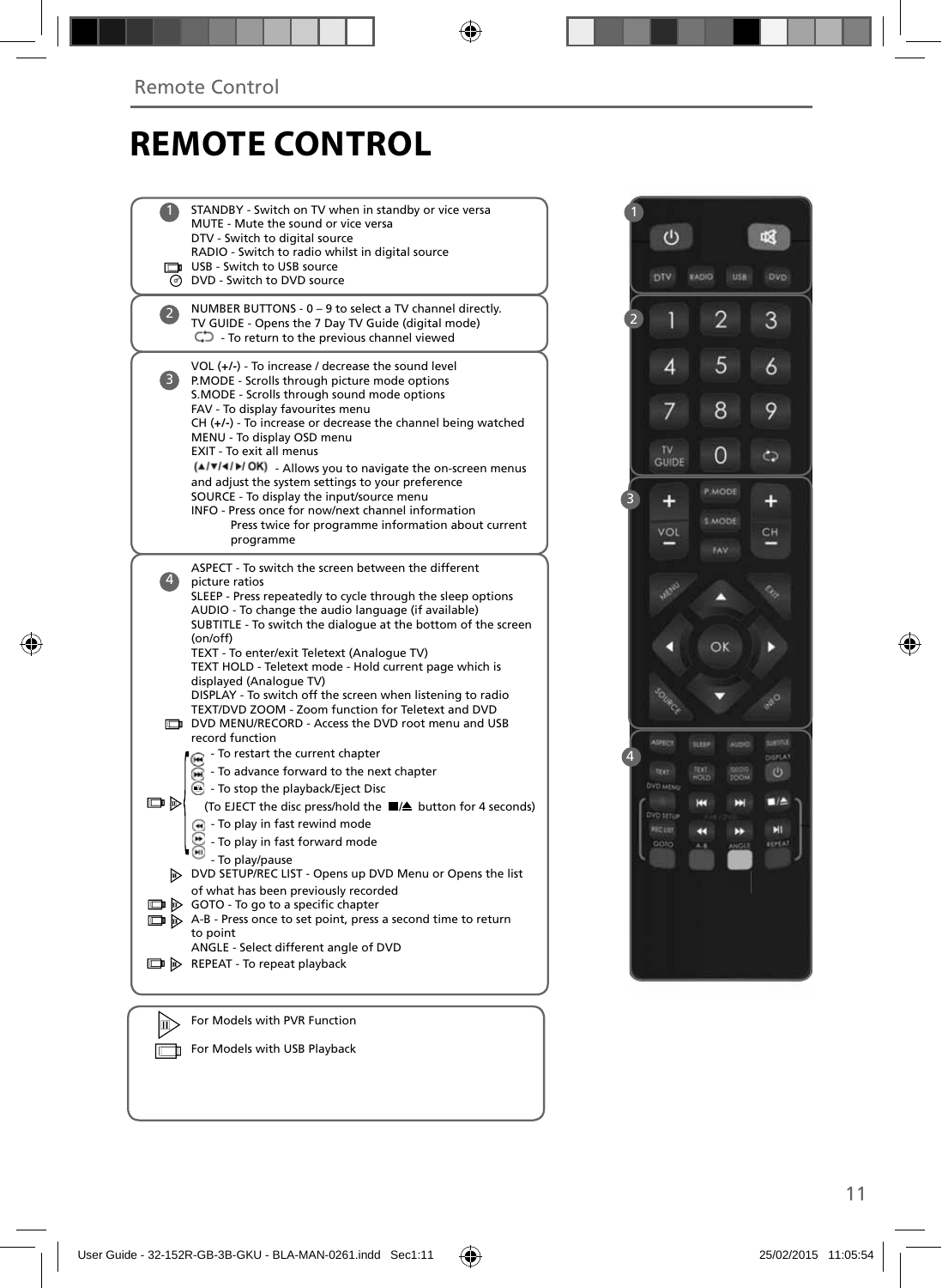# REMOTE CONTROL

**1**

STANDBY - Switch on TV when in standby or vice versa
MUTE - Mute the sound or vice versa
DTV - Switch to digital source
RADIO - Switch to radio whilst in digital source
USB - Switch to USB source
DVD - Switch to DVD source

**2**

NUMBER BUTTONS - 0 – 9 to select a TV channel directly.
TV GUIDE - Opens the 7 Day TV Guide (digital mode)
- To return to the previous channel viewed

**3**

VOL (+/-) - To increase / decrease the sound level
P.MODE - Scrolls through picture mode options
S.MODE - Scrolls through sound mode options
FAV - To display favourites menu
CH (+/-) - To increase or decrease the channel being watched
MENU - To display OSD menu
EXIT - To exit all menus
(▲/▼/◄/►/ OK) - Allows you to navigate the on-screen menus and adjust the system settings to your preference
SOURCE - To display the input/source menu
INFO - Press once for now/next channel information
Press twice for programme information about current programme

**4**

ASPECT - To switch the screen between the different picture ratios
SLEEP - Press repeatedly to cycle through the sleep options
AUDIO - To change the audio language (if available)
SUBTITLE - To switch the dialogue at the bottom of the screen (on/off)
TEXT - To enter/exit Teletext (Analogue TV)
TEXT HOLD - Teletext mode - Hold current page which is displayed (Analogue TV)
DISPLAY - To switch off the screen when listening to radio
TEXT/DVD ZOOM - Zoom function for Teletext and DVD
DVD MENU/RECORD - Access the DVD root menu and USB record function
- To restart the current chapter
- To advance forward to the next chapter
- To stop the playback/Eject Disc
(To EJECT the disc press/hold the ■/⏏ button for 4 seconds)
- To play in fast rewind mode
- To play in fast forward mode
- To play/pause
DVD SETUP/REC LIST - Opens up DVD Menu or Opens the list of what has been previously recorded
GOTO - To go to a specific chapter
A-B - Press once to set point, press a second time to return to point
ANGLE - Select different angle of DVD
REPEAT - To repeat playback

For Models with PVR Function

For Models with USB Playback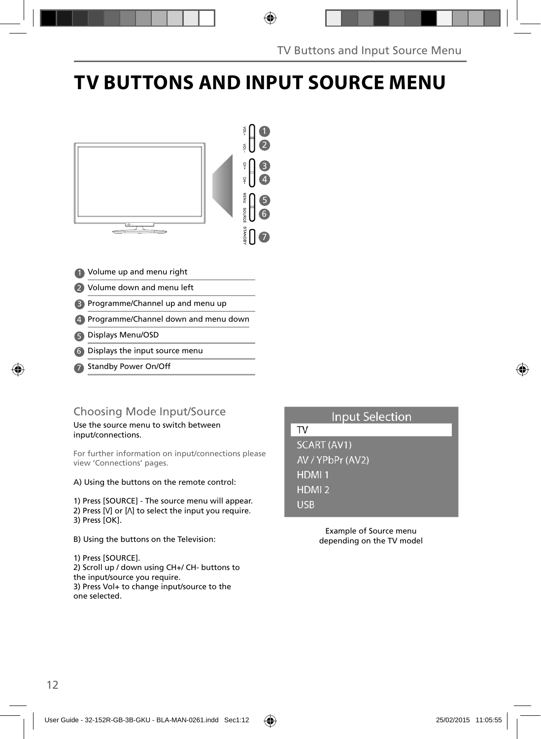# TV BUTTONS AND INPUT SOURCE MENU

1. Volume up and menu right
2. Volume down and menu left
3. Programme/Channel up and menu up
4. Programme/Channel down and menu down
5. Displays Menu/OSD
6. Displays the input source menu
7. Standby Power On/Off

## Choosing Mode Input/Source

Use the source menu to switch between input/connections.

For further information on input/connections please view 'Connections' pages.

A) Using the buttons on the remote control:

1) Press [SOURCE] - The source menu will appear.
2) Press [V] or [Λ] to select the input you require.
3) Press [OK].

B) Using the buttons on the Television:

1) Press [SOURCE].
2) Scroll up / down using CH+/ CH- buttons to the input/source you require.
3) Press Vol+ to change input/source to the one selected.

**Input Selection**

- TV
- SCART (AV1)
- AV / YPbPr (AV2)
- HDMI 1
- HDMI 2
- USB

Example of Source menu depending on the TV model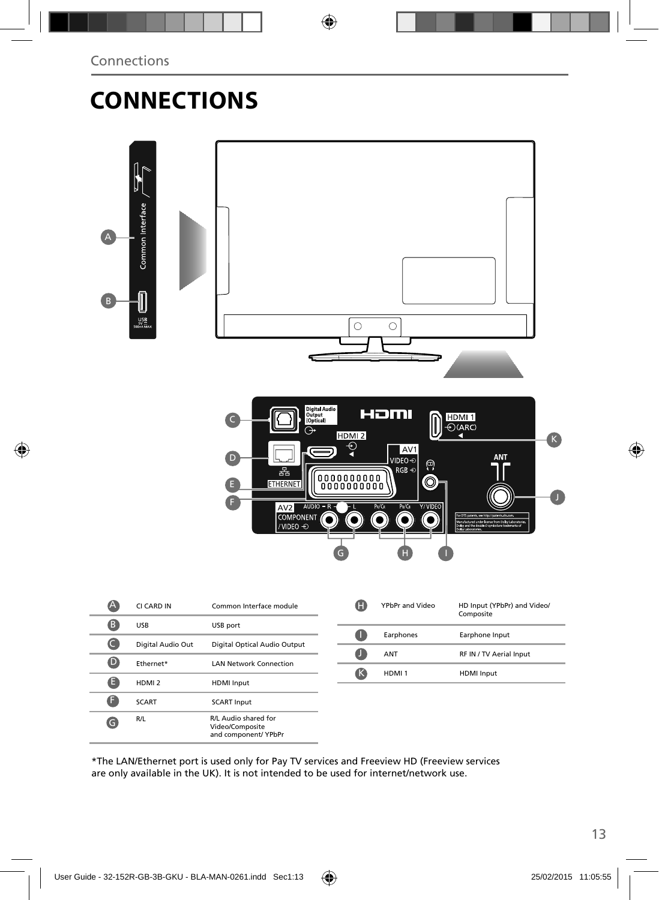# CONNECTIONS

| | | |
|---|---|---|
| A | CI CARD IN | Common Interface module |
| B | USB | USB port |
| C | Digital Audio Out | Digital Optical Audio Output |
| D | Ethernet* | LAN Network Connection |
| E | HDMI 2 | HDMI Input |
| F | SCART | SCART Input |
| G | R/L | R/L Audio shared for Video/Composite and component/ YPbPr |

| | | |
|---|---|---|
| H | YPbPr and Video | HD Input (YPbPr) and Video/ Composite |
| I | Earphones | Earphone Input |
| J | ANT | RF IN / TV Aerial Input |
| K | HDMI 1 | HDMI Input |

*The LAN/Ethernet port is used only for Pay TV services and Freeview HD (Freeview services are only available in the UK). It is not intended to be used for internet/network use.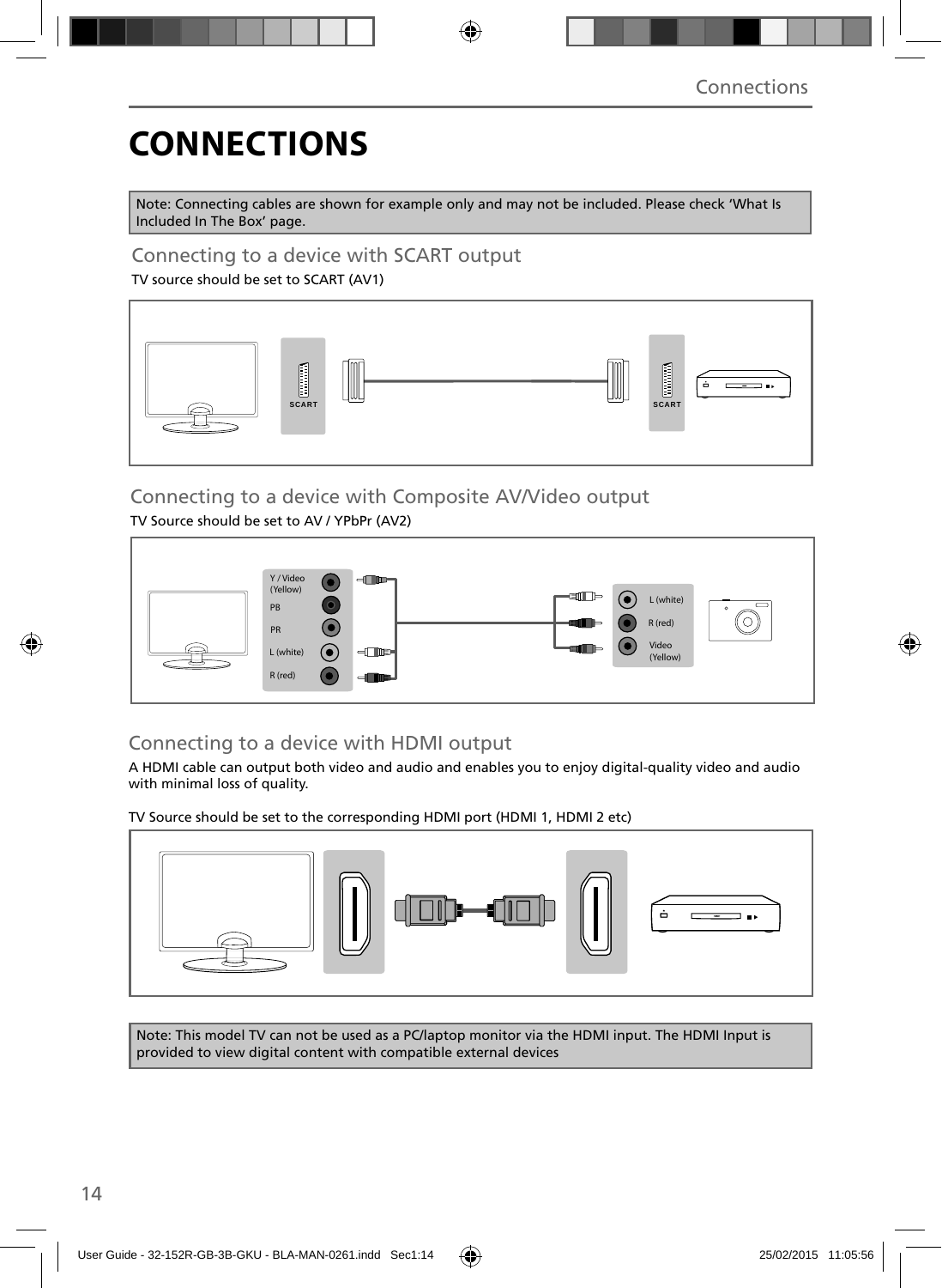# CONNECTIONS

Note: Connecting cables are shown for example only and may not be included. Please check 'What Is Included In The Box' page.

## Connecting to a device with SCART output

TV source should be set to SCART (AV1)

SCART SCART

## Connecting to a device with Composite AV/Video output

TV Source should be set to AV / YPbPr (AV2)

Y / Video (Yellow)
PB
PR
L (white)
R (red)

L (white)
R (red)
Video (Yellow)

## Connecting to a device with HDMI output

A HDMI cable can output both video and audio and enables you to enjoy digital-quality video and audio with minimal loss of quality.

TV Source should be set to the corresponding HDMI port (HDMI 1, HDMI 2 etc)

Note: This model TV can not be used as a PC/laptop monitor via the HDMI input. The HDMI Input is provided to view digital content with compatible external devices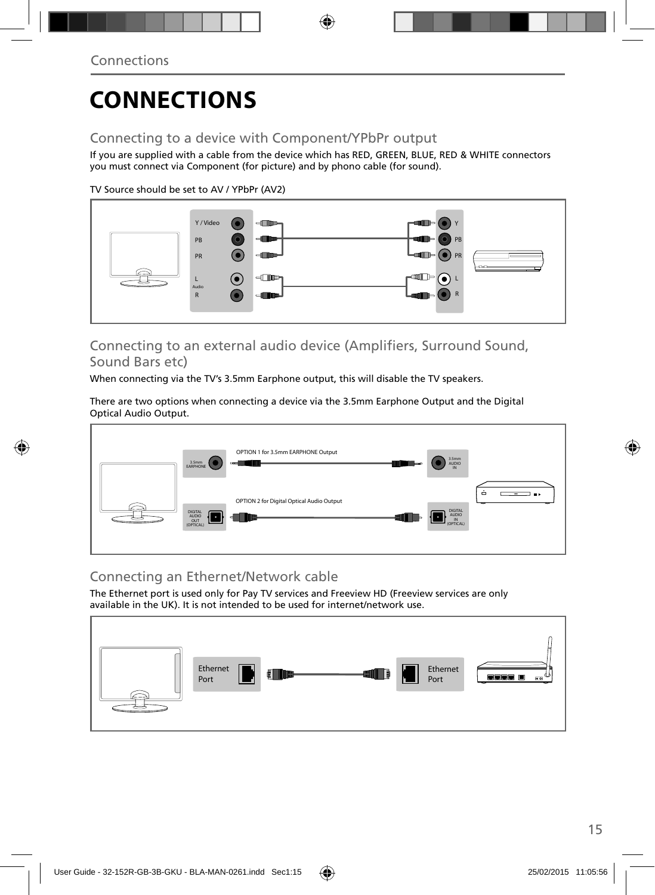# CONNECTIONS

## Connecting to a device with Component/YPbPr output

If you are supplied with a cable from the device which has RED, GREEN, BLUE, RED & WHITE connectors you must connect via Component (for picture) and by phono cable (for sound).

TV Source should be set to AV / YPbPr (AV2)

## Connecting to an external audio device (Amplifiers, Surround Sound, Sound Bars etc)

When connecting via the TV's 3.5mm Earphone output, this will disable the TV speakers.

There are two options when connecting a device via the 3.5mm Earphone Output and the Digital Optical Audio Output.

## Connecting an Ethernet/Network cable

The Ethernet port is used only for Pay TV services and Freeview HD (Freeview services are only available in the UK). It is not intended to be used for internet/network use.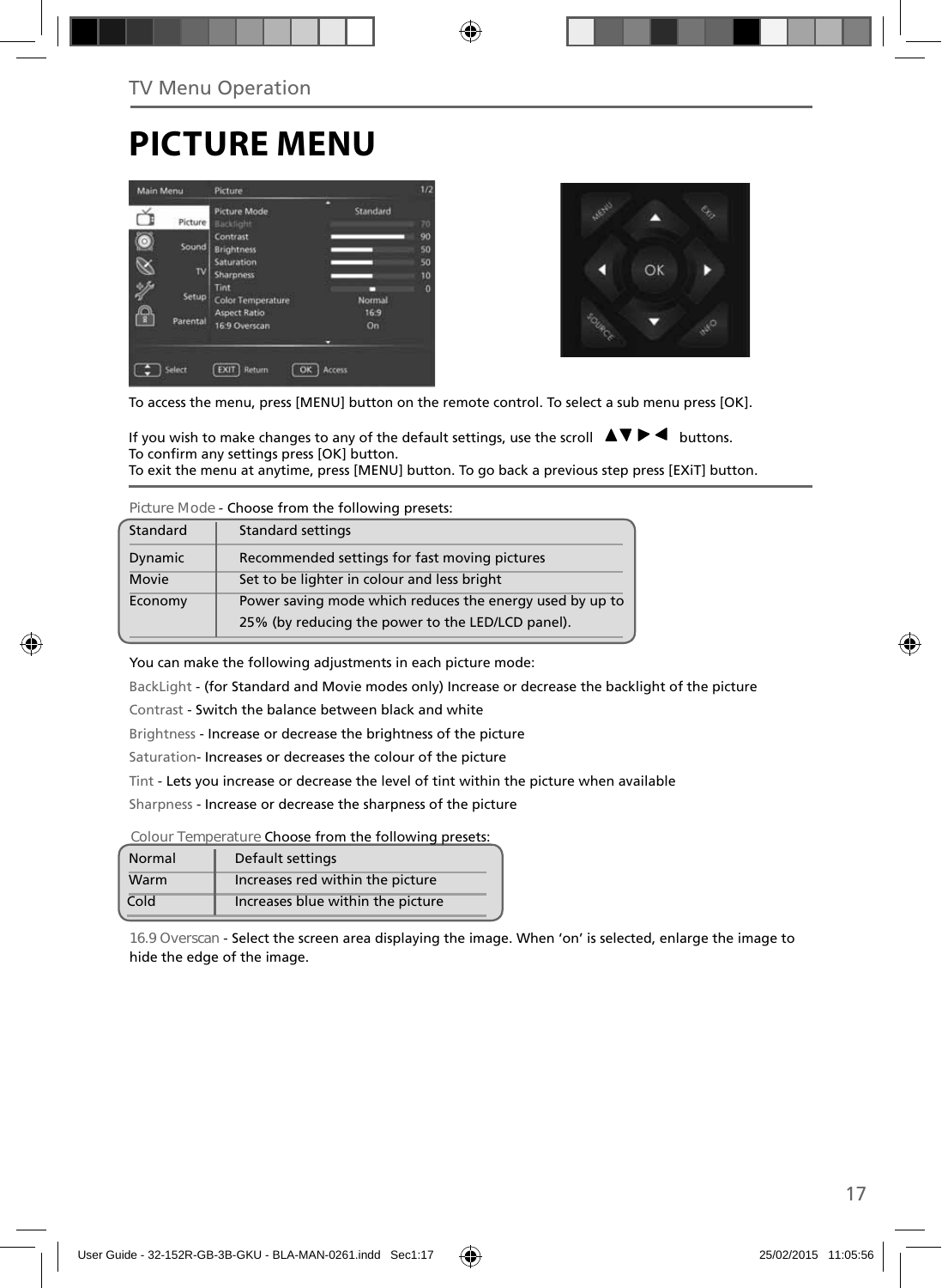TV Menu Operation

# PICTURE MENU

To access the menu, press [MENU] button on the remote control. To select a sub menu press [OK].

If you wish to make changes to any of the default settings, use the scroll ▲▼ ▶ ◀ buttons.
To confirm any settings press [OK] button.
To exit the menu at anytime, press [MENU] button. To go back a previous step press [EXiT] button.

Picture Mode - Choose from the following presets:

| Standard | Standard settings |
|---|---|
| Dynamic | Recommended settings for fast moving pictures |
| Movie | Set to be lighter in colour and less bright |
| Economy | Power saving mode which reduces the energy used by up to 25% (by reducing the power to the LED/LCD panel). |

You can make the following adjustments in each picture mode:

BackLight - (for Standard and Movie modes only) Increase or decrease the backlight of the picture

Contrast - Switch the balance between black and white

Brightness - Increase or decrease the brightness of the picture

Saturation- Increases or decreases the colour of the picture

Tint - Lets you increase or decrease the level of tint within the picture when available

Sharpness - Increase or decrease the sharpness of the picture

Colour Temperature Choose from the following presets:

| Normal | Default settings |
|---|---|
| Warm | Increases red within the picture |
| Cold | Increases blue within the picture |

16.9 Overscan - Select the screen area displaying the image. When 'on' is selected, enlarge the image to hide the edge of the image.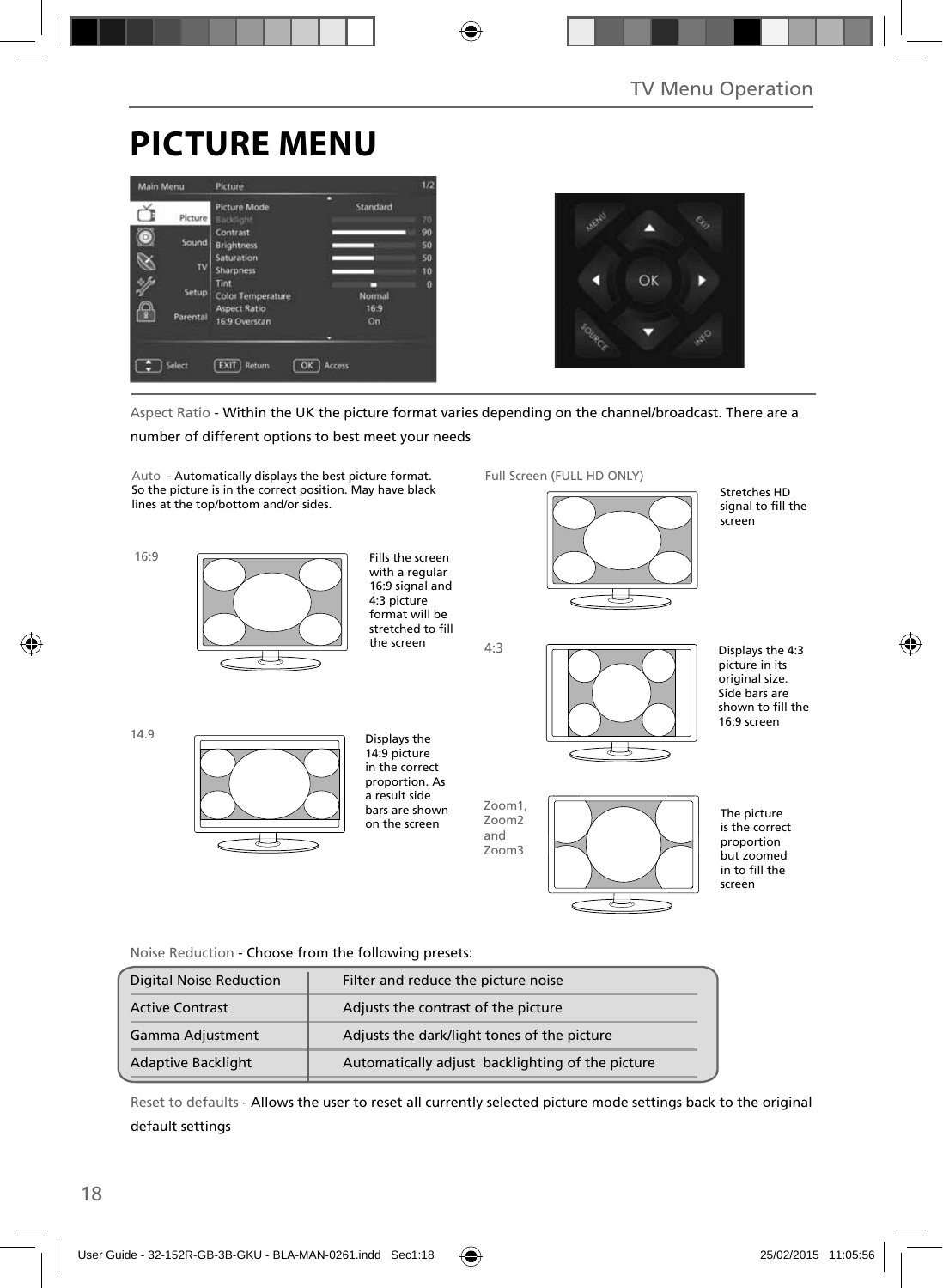# PICTURE MENU

Aspect Ratio - Within the UK the picture format varies depending on the channel/broadcast. There are a number of different options to best meet your needs

Auto - Automatically displays the best picture format. So the picture is in the correct position. May have black lines at the top/bottom and/or sides.

16:9 - Fills the screen with a regular 16:9 signal and 4:3 picture format will be stretched to fill the screen

14.9 - Displays the 14:9 picture in the correct proportion. As a result side bars are shown on the screen

Full Screen (FULL HD ONLY) - Stretches HD signal to fill the screen

4:3 - Displays the 4:3 picture in its original size. Side bars are shown to fill the 16:9 screen

Zoom1, Zoom2 and Zoom3 - The picture is the correct proportion but zoomed in to fill the screen

Noise Reduction - Choose from the following presets:

| | |
|---|---|
| Digital Noise Reduction | Filter and reduce the picture noise |
| Active Contrast | Adjusts the contrast of the picture |
| Gamma Adjustment | Adjusts the dark/light tones of the picture |
| Adaptive Backlight | Automatically adjust backlighting of the picture |

Reset to defaults - Allows the user to reset all currently selected picture mode settings back to the original default settings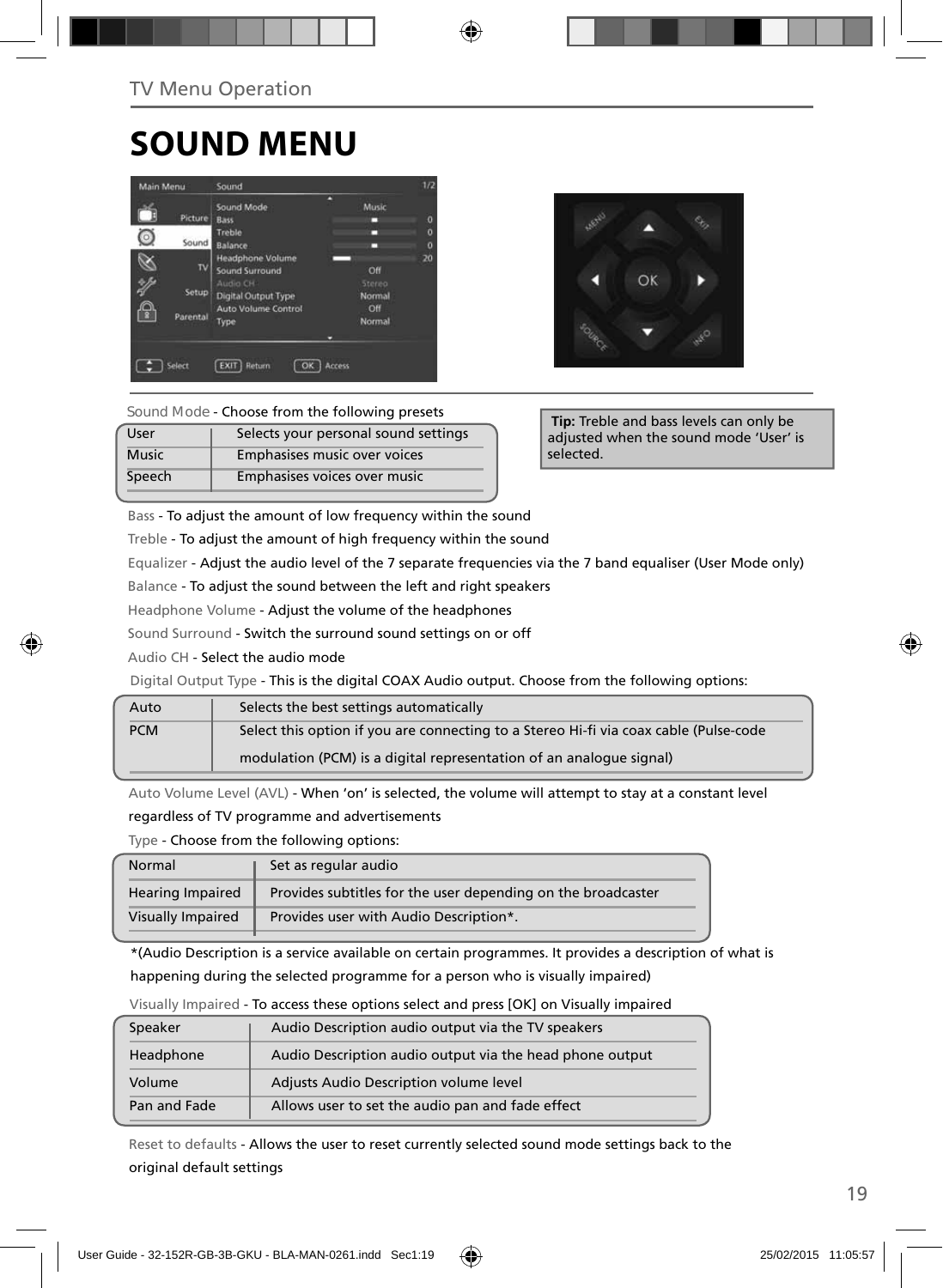# SOUND MENU

Sound Mode - Choose from the following presets

| | |
|---|---|
| User | Selects your personal sound settings |
| Music | Emphasises music over voices |
| Speech | Emphasises voices over music |

**Tip:** Treble and bass levels can only be adjusted when the sound mode 'User' is selected.

Bass - To adjust the amount of low frequency within the sound

Treble - To adjust the amount of high frequency within the sound

Equalizer - Adjust the audio level of the 7 separate frequencies via the 7 band equaliser (User Mode only)

Balance - To adjust the sound between the left and right speakers

Headphone Volume - Adjust the volume of the headphones

Sound Surround - Switch the surround sound settings on or off

Audio CH - Select the audio mode

Digital Output Type - This is the digital COAX Audio output. Choose from the following options:

| | |
|---|---|
| Auto | Selects the best settings automatically |
| PCM | Select this option if you are connecting to a Stereo Hi-fi via coax cable (Pulse-code modulation (PCM) is a digital representation of an analogue signal) |

Auto Volume Level (AVL) - When 'on' is selected, the volume will attempt to stay at a constant level regardless of TV programme and advertisements

Type - Choose from the following options:

| | |
|---|---|
| Normal | Set as regular audio |
| Hearing Impaired | Provides subtitles for the user depending on the broadcaster |
| Visually Impaired | Provides user with Audio Description*. |

*(Audio Description is a service available on certain programmes. It provides a description of what is happening during the selected programme for a person who is visually impaired)

Visually Impaired - To access these options select and press [OK] on Visually impaired

| | |
|---|---|
| Speaker | Audio Description audio output via the TV speakers |
| Headphone | Audio Description audio output via the head phone output |
| Volume | Adjusts Audio Description volume level |
| Pan and Fade | Allows user to set the audio pan and fade effect |

Reset to defaults - Allows the user to reset currently selected sound mode settings back to the original default settings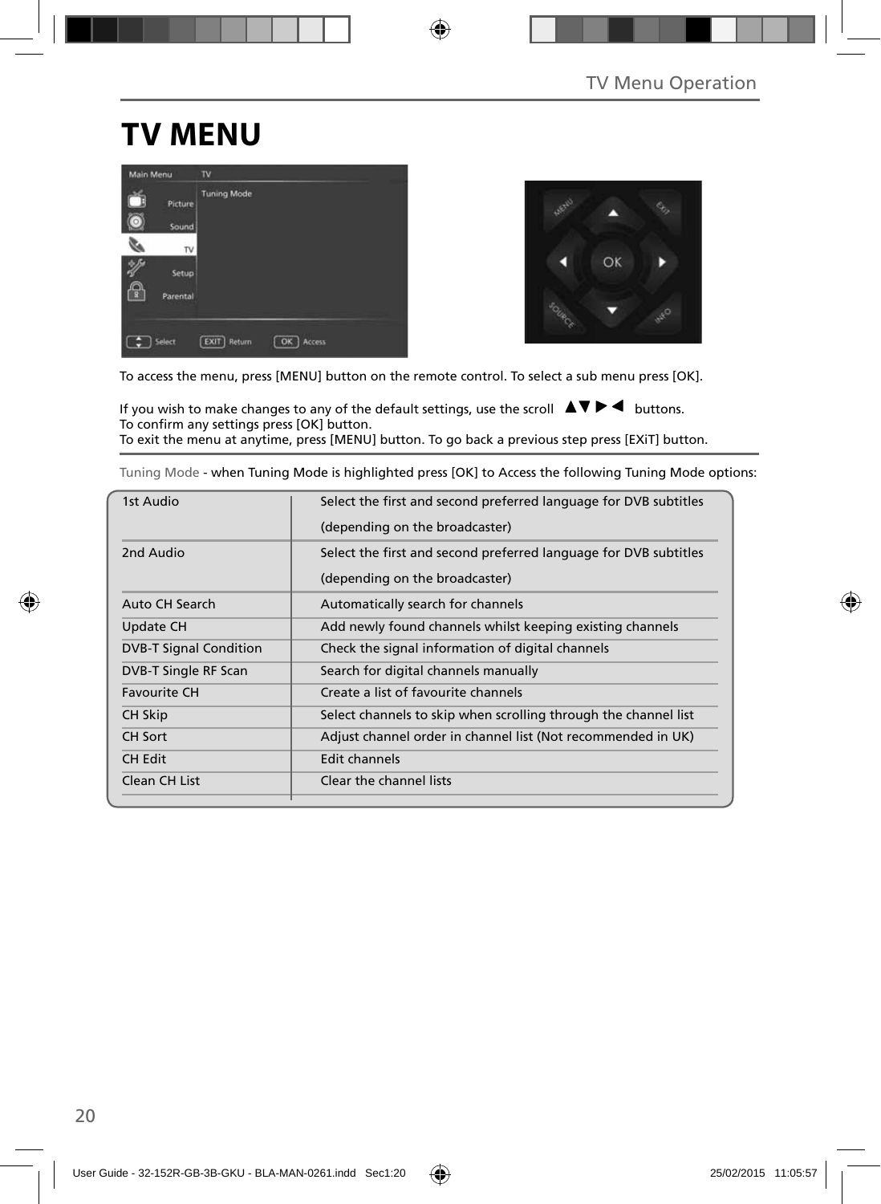# TV MENU

To access the menu, press [MENU] button on the remote control. To select a sub menu press [OK].

If you wish to make changes to any of the default settings, use the scroll ▲▼▶◀ buttons.
To confirm any settings press [OK] button.
To exit the menu at anytime, press [MENU] button. To go back a previous step press [EXiT] button.

Tuning Mode - when Tuning Mode is highlighted press [OK] to Access the following Tuning Mode options:

| | |
|---|---|
| 1st Audio | Select the first and second preferred language for DVB subtitles (depending on the broadcaster) |
| 2nd Audio | Select the first and second preferred language for DVB subtitles (depending on the broadcaster) |
| Auto CH Search | Automatically search for channels |
| Update CH | Add newly found channels whilst keeping existing channels |
| DVB-T Signal Condition | Check the signal information of digital channels |
| DVB-T Single RF Scan | Search for digital channels manually |
| Favourite CH | Create a list of favourite channels |
| CH Skip | Select channels to skip when scrolling through the channel list |
| CH Sort | Adjust channel order in channel list (Not recommended in UK) |
| CH Edit | Edit channels |
| Clean CH List | Clear the channel lists |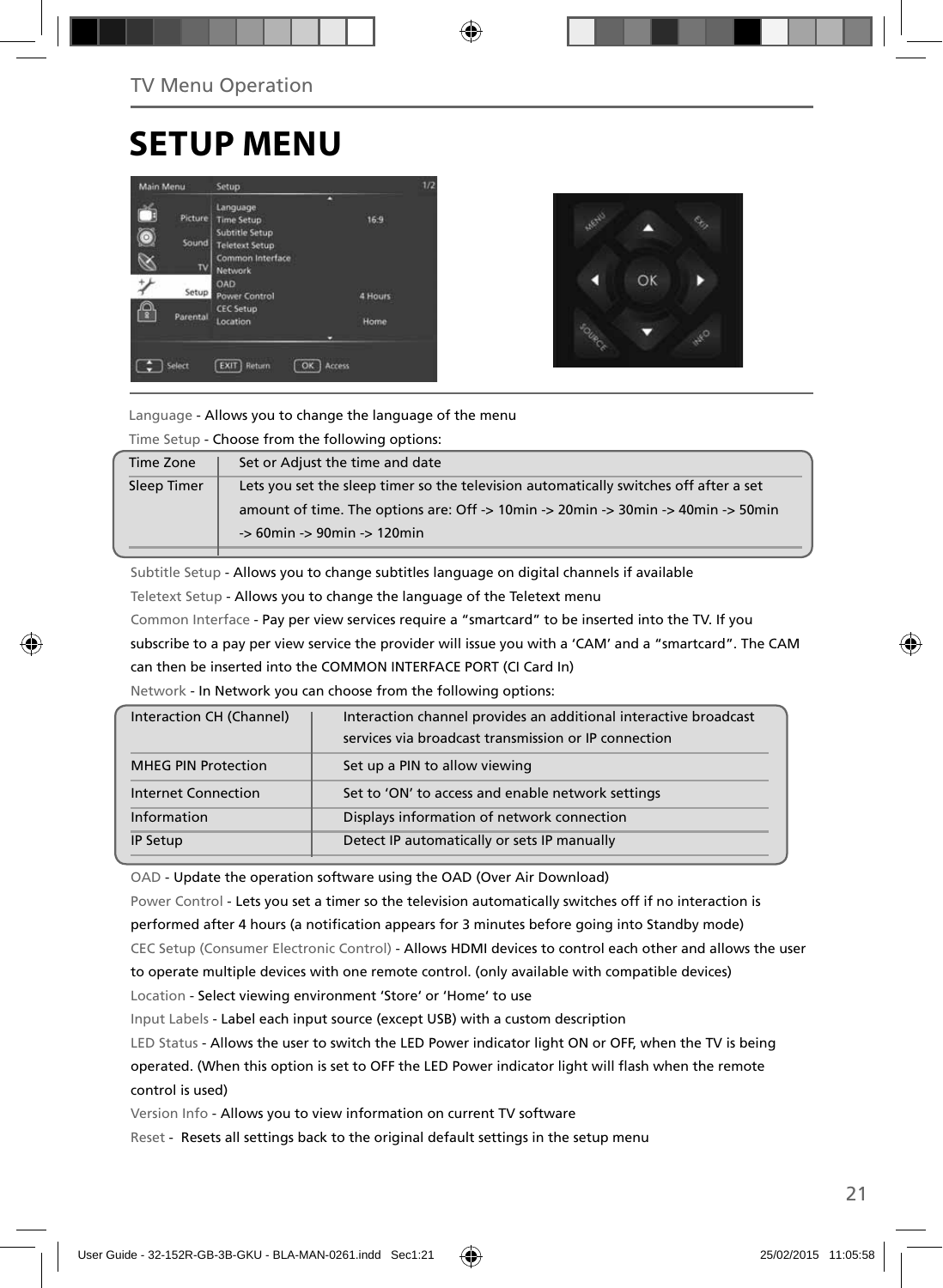# SETUP MENU

Language - Allows you to change the language of the menu

Time Setup - Choose from the following options:

| Time Zone | Set or Adjust the time and date |
| --- | --- |
| Sleep Timer | Lets you set the sleep timer so the television automatically switches off after a set amount of time. The options are: Off -> 10min -> 20min -> 30min -> 40min -> 50min -> 60min -> 90min -> 120min |

Subtitle Setup - Allows you to change subtitles language on digital channels if available

Teletext Setup - Allows you to change the language of the Teletext menu

Common Interface - Pay per view services require a "smartcard" to be inserted into the TV. If you subscribe to a pay per view service the provider will issue you with a 'CAM' and a "smartcard". The CAM can then be inserted into the COMMON INTERFACE PORT (CI Card In)

Network - In Network you can choose from the following options:

| Interaction CH (Channel) | Interaction channel provides an additional interactive broadcast services via broadcast transmission or IP connection |
| --- | --- |
| MHEG PIN Protection | Set up a PIN to allow viewing |
| Internet Connection | Set to 'ON' to access and enable network settings |
| Information | Displays information of network connection |
| IP Setup | Detect IP automatically or sets IP manually |

OAD - Update the operation software using the OAD (Over Air Download)

Power Control - Lets you set a timer so the television automatically switches off if no interaction is performed after 4 hours (a notification appears for 3 minutes before going into Standby mode)

CEC Setup (Consumer Electronic Control) - Allows HDMI devices to control each other and allows the user to operate multiple devices with one remote control. (only available with compatible devices)

Location - Select viewing environment 'Store' or 'Home' to use

Input Labels - Label each input source (except USB) with a custom description

LED Status - Allows the user to switch the LED Power indicator light ON or OFF, when the TV is being operated. (When this option is set to OFF the LED Power indicator light will flash when the remote control is used)

Version Info - Allows you to view information on current TV software

Reset - Resets all settings back to the original default settings in the setup menu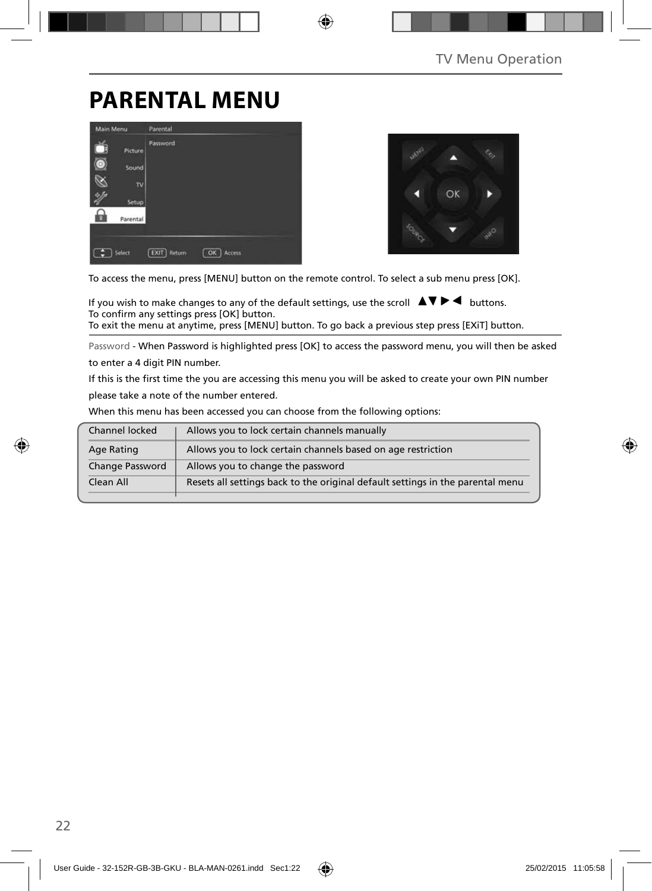# PARENTAL MENU

To access the menu, press [MENU] button on the remote control. To select a sub menu press [OK].

If you wish to make changes to any of the default settings, use the scroll ▲▼▶◀ buttons.
To confirm any settings press [OK] button.
To exit the menu at anytime, press [MENU] button. To go back a previous step press [EXiT] button.

Password - When Password is highlighted press [OK] to access the password menu, you will then be asked to enter a 4 digit PIN number.

If this is the first time the you are accessing this menu you will be asked to create your own PIN number please take a note of the number entered.

When this menu has been accessed you can choose from the following options:

| Channel locked | Allows you to lock certain channels manually |
|---|---|
| Age Rating | Allows you to lock certain channels based on age restriction |
| Change Password | Allows you to change the password |
| Clean All | Resets all settings back to the original default settings in the parental menu |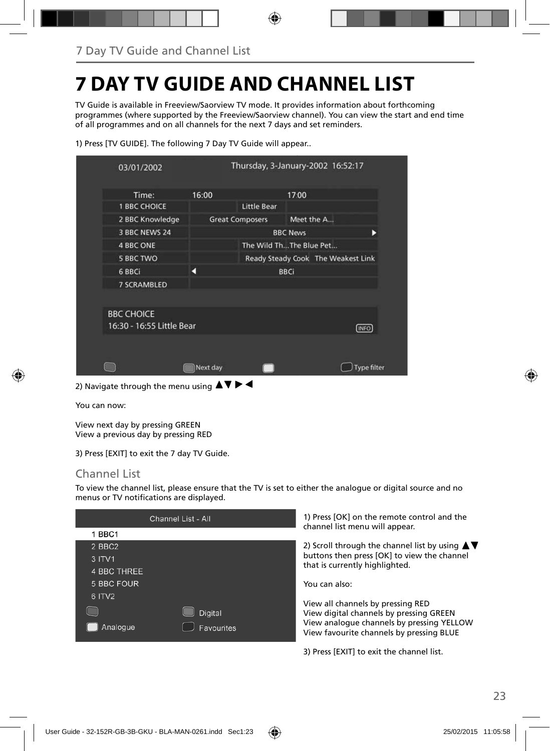# 7 DAY TV GUIDE AND CHANNEL LIST

TV Guide is available in Freeview/Saorview TV mode. It provides information about forthcoming programmes (where supported by the Freeview/Saorview channel). You can view the start and end time of all programmes and on all channels for the next 7 days and set reminders.

1) Press [TV GUIDE]. The following 7 Day TV Guide will appear..

2) Navigate through the menu using ▲▼ ▶ ◀

You can now:

View next day by pressing GREEN
View a previous day by pressing RED

3) Press [EXIT] to exit the 7 day TV Guide.

## Channel List

To view the channel list, please ensure that the TV is set to either the analogue or digital source and no menus or TV notifications are displayed.

1) Press [OK] on the remote control and the channel list menu will appear.

2) Scroll through the channel list by using ▲▼ buttons then press [OK] to view the channel that is currently highlighted.

You can also:

View all channels by pressing RED
View digital channels by pressing GREEN
View analogue channels by pressing YELLOW
View favourite channels by pressing BLUE

3) Press [EXIT] to exit the channel list.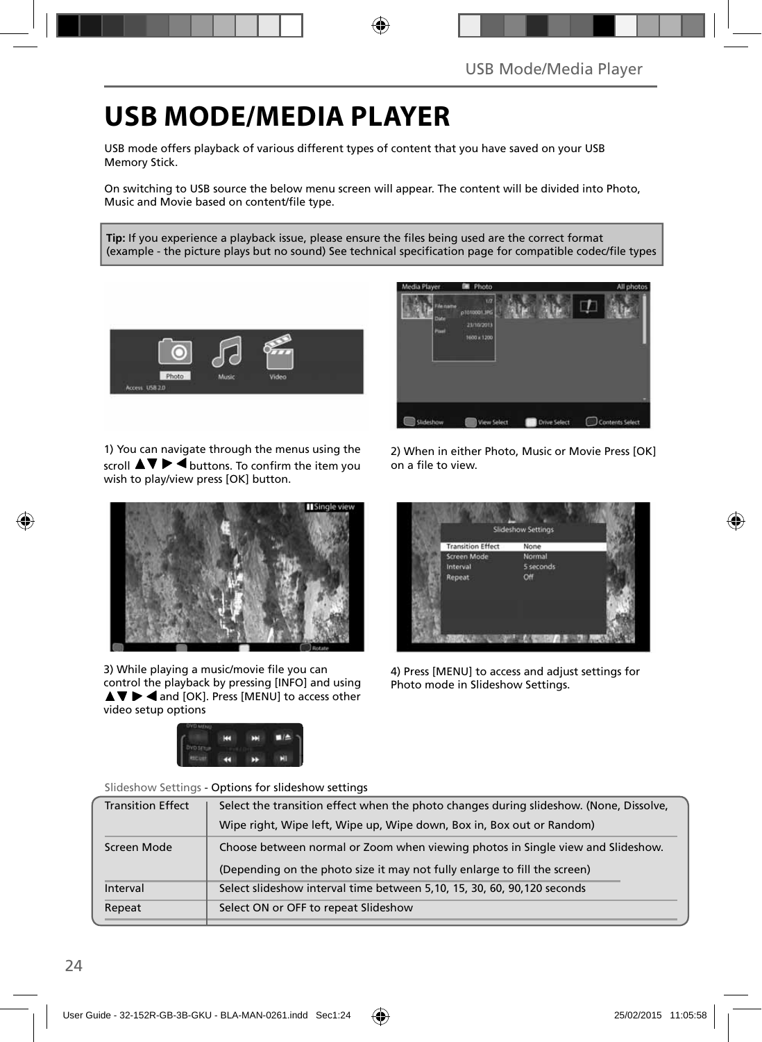# USB MODE/MEDIA PLAYER

USB mode offers playback of various different types of content that you have saved on your USB Memory Stick.

On switching to USB source the below menu screen will appear. The content will be divided into Photo, Music and Movie based on content/file type.

**Tip:** If you experience a playback issue, please ensure the files being used are the correct format (example - the picture plays but no sound) See technical specification page for compatible codec/file types

1) You can navigate through the menus using the scroll ▲▼ ▶ ◀ buttons. To confirm the item you wish to play/view press [OK] button.

2) When in either Photo, Music or Movie Press [OK] on a file to view.

3) While playing a music/movie file you can control the playback by pressing [INFO] and using ▲▼ ▶ ◀ and [OK]. Press [MENU] to access other video setup options

4) Press [MENU] to access and adjust settings for Photo mode in Slideshow Settings.

Slideshow Settings - Options for slideshow settings

| Setting | Description |
| --- | --- |
| Transition Effect | Select the transition effect when the photo changes during slideshow. (None, Dissolve, Wipe right, Wipe left, Wipe up, Wipe down, Box in, Box out or Random) |
| Screen Mode | Choose between normal or Zoom when viewing photos in Single view and Slideshow. (Depending on the photo size it may not fully enlarge to fill the screen) |
| Interval | Select slideshow interval time between 5,10, 15, 30, 60, 90,120 seconds |
| Repeat | Select ON or OFF to repeat Slideshow |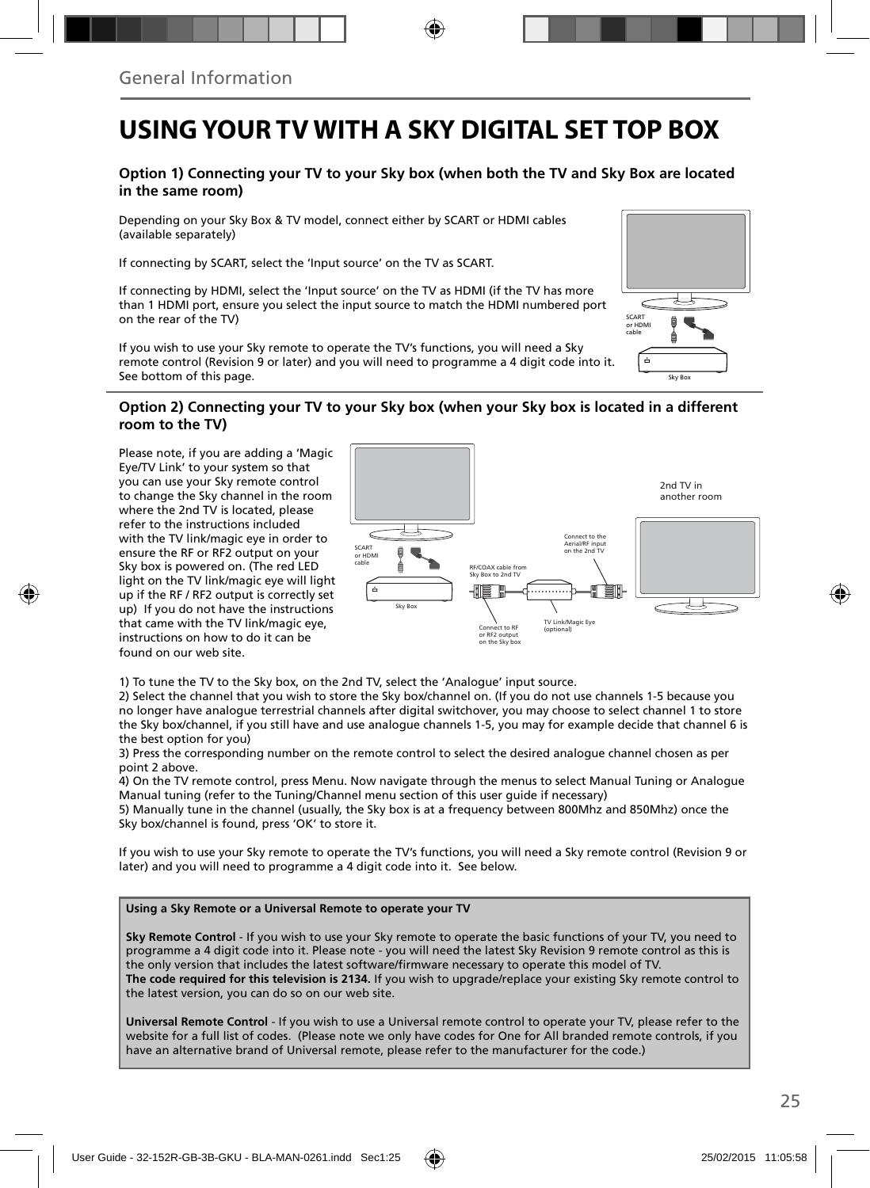# USING YOUR TV WITH A SKY DIGITAL SET TOP BOX

### Option 1) Connecting your TV to your Sky box (when both the TV and Sky Box are located in the same room)

Depending on your Sky Box & TV model, connect either by SCART or HDMI cables (available separately)

If connecting by SCART, select the 'Input source' on the TV as SCART.

If connecting by HDMI, select the 'Input source' on the TV as HDMI (if the TV has more than 1 HDMI port, ensure you select the input source to match the HDMI numbered port on the rear of the TV)

If you wish to use your Sky remote to operate the TV's functions, you will need a Sky remote control (Revision 9 or later) and you will need to programme a 4 digit code into it. See bottom of this page.

SCART or HDMI cable

Sky Box

### Option 2) Connecting your TV to your Sky box (when your Sky box is located in a different room to the TV)

Please note, if you are adding a 'Magic Eye/TV Link' to your system so that you can use your Sky remote control to change the Sky channel in the room where the 2nd TV is located, please refer to the instructions included with the TV link/magic eye in order to ensure the RF or RF2 output on your Sky box is powered on. (The red LED light on the TV link/magic eye will light up if the RF / RF2 output is correctly set up) If you do not have the instructions that came with the TV link/magic eye, instructions on how to do it can be found on our web site.

2nd TV in another room

SCART or HDMI cable

Sky Box

RF/COAX cable from Sky Box to 2nd TV

Connect to the Aerial/RF input on the 2nd TV

Connect to RF or RF2 output on the Sky box

TV Link/Magic Eye (optional)

1) To tune the TV to the Sky box, on the 2nd TV, select the 'Analogue' input source.
2) Select the channel that you wish to store the Sky box/channel on. (If you do not use channels 1-5 because you no longer have analogue terrestrial channels after digital switchover, you may choose to select channel 1 to store the Sky box/channel, if you still have and use analogue channels 1-5, you may for example decide that channel 6 is the best option for you)
3) Press the corresponding number on the remote control to select the desired analogue channel chosen as per point 2 above.
4) On the TV remote control, press Menu. Now navigate through the menus to select Manual Tuning or Analogue Manual tuning (refer to the Tuning/Channel menu section of this user guide if necessary)
5) Manually tune in the channel (usually, the Sky box is at a frequency between 800Mhz and 850Mhz) once the Sky box/channel is found, press 'OK' to store it.

If you wish to use your Sky remote to operate the TV's functions, you will need a Sky remote control (Revision 9 or later) and you will need to programme a 4 digit code into it. See below.

**Using a Sky Remote or a Universal Remote to operate your TV**

**Sky Remote Control** - If you wish to use your Sky remote to operate the basic functions of your TV, you need to programme a 4 digit code into it. Please note - you will need the latest Sky Revision 9 remote control as this is the only version that includes the latest software/firmware necessary to operate this model of TV.
**The code required for this television is 2134.** If you wish to upgrade/replace your existing Sky remote control to the latest version, you can do so on our web site.

**Universal Remote Control** - If you wish to use a Universal remote control to operate your TV, please refer to the website for a full list of codes. (Please note we only have codes for One for All branded remote controls, if you have an alternative brand of Universal remote, please refer to the manufacturer for the code.)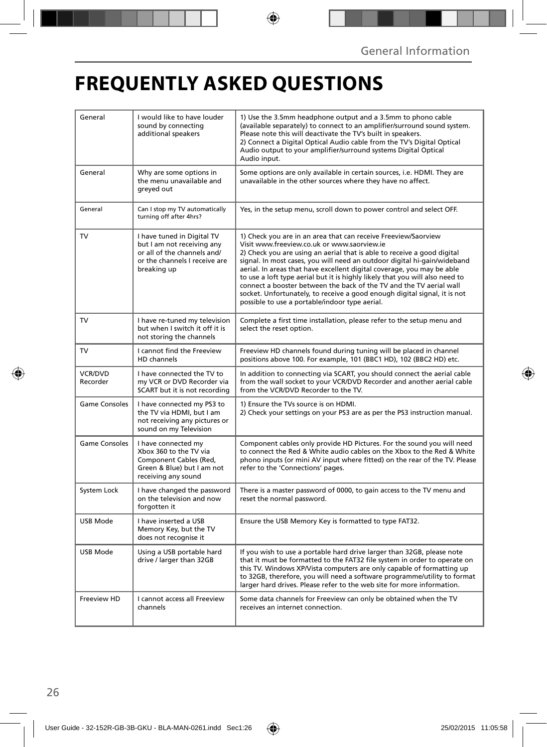# FREQUENTLY ASKED QUESTIONS

| | | |
|---|---|---|
| General | I would like to have louder sound by connecting additional speakers | 1) Use the 3.5mm headphone output and a 3.5mm to phono cable (available separately) to connect to an amplifier/surround sound system. Please note this will deactivate the TV's built in speakers.<br>2) Connect a Digital Optical Audio cable from the TV's Digital Optical Audio output to your amplifier/surround systems Digital Optical Audio input. |
| General | Why are some options in the menu unavailable and greyed out | Some options are only available in certain sources, i.e. HDMI. They are unavailable in the other sources where they have no affect. |
| General | Can I stop my TV automatically turning off after 4hrs? | Yes, in the setup menu, scroll down to power control and select OFF. |
| TV | I have tuned in Digital TV but I am not receiving any or all of the channels and/ or the channels I receive are breaking up | 1) Check you are in an area that can receive Freeview/Saorview Visit www.freeview.co.uk or www.saorview.ie<br>2) Check you are using an aerial that is able to receive a good digital signal. In most cases, you will need an outdoor digital hi-gain/wideband aerial. In areas that have excellent digital coverage, you may be able to use a loft type aerial but it is highly likely that you will also need to connect a booster between the back of the TV and the TV aerial wall socket. Unfortunately, to receive a good enough digital signal, it is not possible to use a portable/indoor type aerial. |
| TV | I have re-tuned my television but when I switch it off it is not storing the channels | Complete a first time installation, please refer to the setup menu and select the reset option. |
| TV | I cannot find the Freeview HD channels | Freeview HD channels found during tuning will be placed in channel positions above 100. For example, 101 (BBC1 HD), 102 (BBC2 HD) etc. |
| VCR/DVD Recorder | I have connected the TV to my VCR or DVD Recorder via SCART but it is not recording | In addition to connecting via SCART, you should connect the aerial cable from the wall socket to your VCR/DVD Recorder and another aerial cable from the VCR/DVD Recorder to the TV. |
| Game Consoles | I have connected my PS3 to the TV via HDMI, but I am not receiving any pictures or sound on my Television | 1) Ensure the TVs source is on HDMI.<br>2) Check your settings on your PS3 are as per the PS3 instruction manual. |
| Game Consoles | I have connected my Xbox 360 to the TV via Component Cables (Red, Green & Blue) but I am not receiving any sound | Component cables only provide HD Pictures. For the sound you will need to connect the Red & White audio cables on the Xbox to the Red & White phono inputs (or mini AV input where fitted) on the rear of the TV. Please refer to the 'Connections' pages. |
| System Lock | I have changed the password on the television and now forgotten it | There is a master password of 0000, to gain access to the TV menu and reset the normal password. |
| USB Mode | I have inserted a USB Memory Key, but the TV does not recognise it | Ensure the USB Memory Key is formatted to type FAT32. |
| USB Mode | Using a USB portable hard drive / larger than 32GB | If you wish to use a portable hard drive larger than 32GB, please note that it must be formatted to the FAT32 file system in order to operate on this TV. Windows XP/Vista computers are only capable of formatting up to 32GB, therefore, you will need a software programme/utility to format larger hard drives. Please refer to the web site for more information. |
| Freeview HD | I cannot access all Freeview channels | Some data channels for Freeview can only be obtained when the TV receives an internet connection. |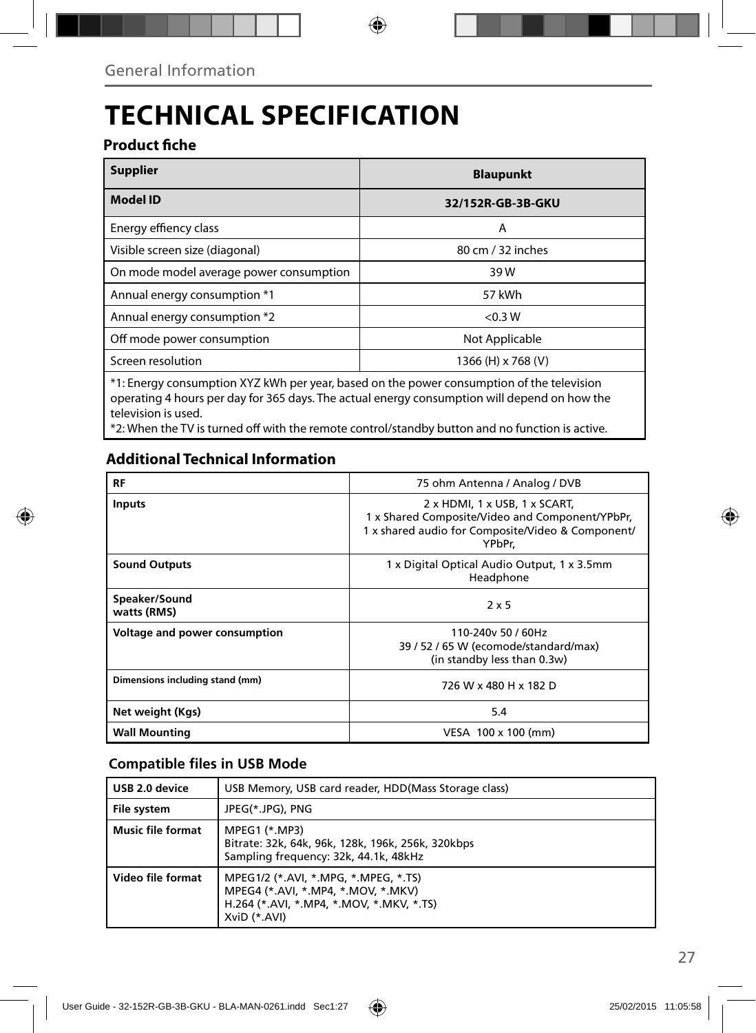General Information

# TECHNICAL SPECIFICATION

### Product fiche

| **Supplier** | **Blaupunkt** |
|---|---|
| **Model ID** | **32/152R-GB-3B-GKU** |
| Energy effiency class | A |
| Visible screen size (diagonal) | 80 cm / 32 inches |
| On mode model average power consumption | 39 W |
| Annual energy consumption *1 | 57 kWh |
| Annual energy consumption *2 | <0.3 W |
| Off mode power consumption | Not Applicable |
| Screen resolution | 1366 (H) x 768 (V) |

*1: Energy consumption XYZ kWh per year, based on the power consumption of the television operating 4 hours per day for 365 days. The actual energy consumption will depend on how the television is used.
*2: When the TV is turned off with the remote control/standby button and no function is active.

### Additional Technical Information

| **RF** | 75 ohm Antenna / Analog / DVB |
|---|---|
| **Inputs** | 2 x HDMI, 1 x USB, 1 x SCART, 1 x Shared Composite/Video and Component/YPbPr, 1 x shared audio for Composite/Video & Component/ YPbPr, |
| **Sound Outputs** | 1 x Digital Optical Audio Output, 1 x 3.5mm Headphone |
| **Speaker/Sound watts (RMS)** | 2 x 5 |
| **Voltage and power consumption** | 110-240v 50 / 60Hz<br>39 / 52 / 65 W (ecomode/standard/max)<br>(in standby less than 0.3w) |
| **Dimensions including stand (mm)** | 726 W x 480 H x 182 D |
| **Net weight (Kgs)** | 5.4 |
| **Wall Mounting** | VESA 100 x 100 (mm) |

### Compatible files in USB Mode

| **USB 2.0 device** | USB Memory, USB card reader, HDD(Mass Storage class) |
|---|---|
| **File system** | JPEG(*.JPG), PNG |
| **Music file format** | MPEG1 (*.MP3)<br>Bitrate: 32k, 64k, 96k, 128k, 196k, 256k, 320kbps<br>Sampling frequency: 32k, 44.1k, 48kHz |
| **Video file format** | MPEG1/2 (*.AVI, *.MPG, *.MPEG, *.TS)<br>MPEG4 (*.AVI, *.MP4, *.MOV, *.MKV)<br>H.264 (*.AVI, *.MP4, *.MOV, *.MKV, *.TS)<br>XviD (*.AVI) |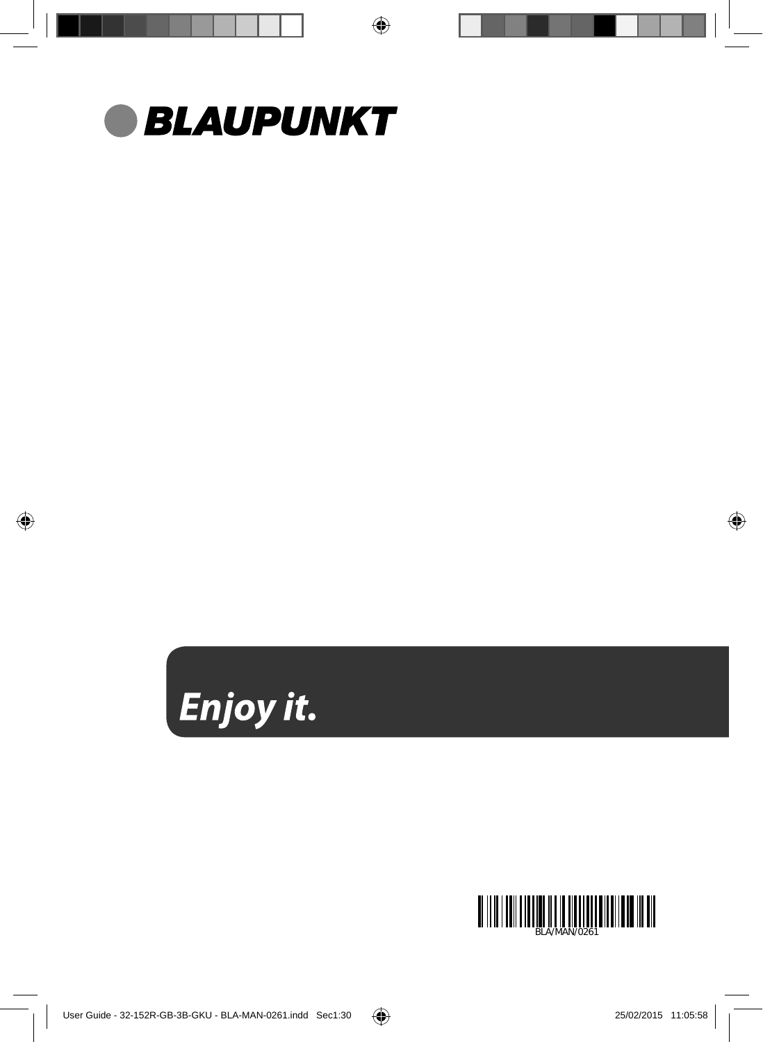BLAUPUNKT

*Enjoy it.*

BLA/MAN/0261